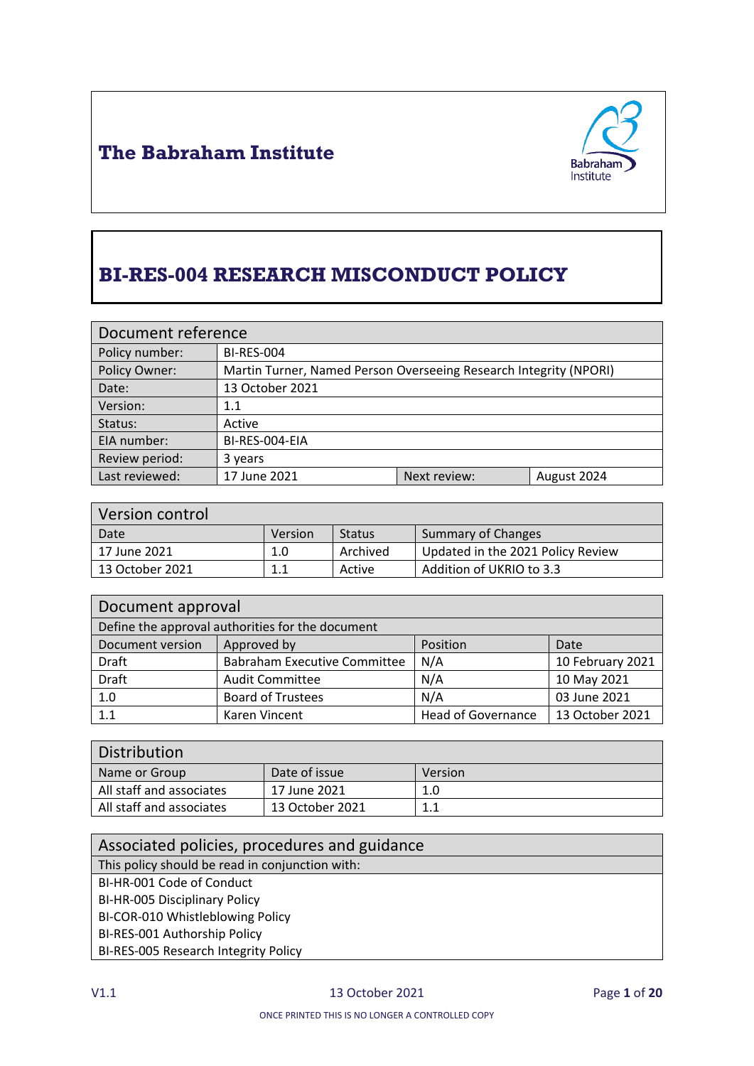# The Babraham Institute

# BI-RES-004 RESEARCH MISCONDUCT POLICY

| Document reference | | | |
|---|---|---|---|
| Policy number: | BI-RES-004 | | |
| Policy Owner: | Martin Turner, Named Person Overseeing Research Integrity (NPORI) | | |
| Date: | 13 October 2021 | | |
| Version: | 1.1 | | |
| Status: | Active | | |
| EIA number: | BI-RES-004-EIA | | |
| Review period: | 3 years | | |
| Last reviewed: | 17 June 2021 | Next review: | August 2024 |

| Version control | | | |
|---|---|---|---|
| Date | Version | Status | Summary of Changes |
| 17 June 2021 | 1.0 | Archived | Updated in the 2021 Policy Review |
| 13 October 2021 | 1.1 | Active | Addition of UKRIO to 3.3 |

| Document approval | | | |
|---|---|---|---|
| Define the approval authorities for the document | | | |
| Document version | Approved by | Position | Date |
| Draft | Babraham Executive Committee | N/A | 10 February 2021 |
| Draft | Audit Committee | N/A | 10 May 2021 |
| 1.0 | Board of Trustees | N/A | 03 June 2021 |
| 1.1 | Karen Vincent | Head of Governance | 13 October 2021 |

| Distribution | | |
|---|---|---|
| Name or Group | Date of issue | Version |
| All staff and associates | 17 June 2021 | 1.0 |
| All staff and associates | 13 October 2021 | 1.1 |

| Associated policies, procedures and guidance |
|---|
| This policy should be read in conjunction with: |
| BI-HR-001 Code of Conduct |
| BI-HR-005 Disciplinary Policy |
| BI-COR-010 Whistleblowing Policy |
| BI-RES-001 Authorship Policy |
| BI-RES-005 Research Integrity Policy |

ONCE PRINTED THIS IS NO LONGER A CONTROLLED COPY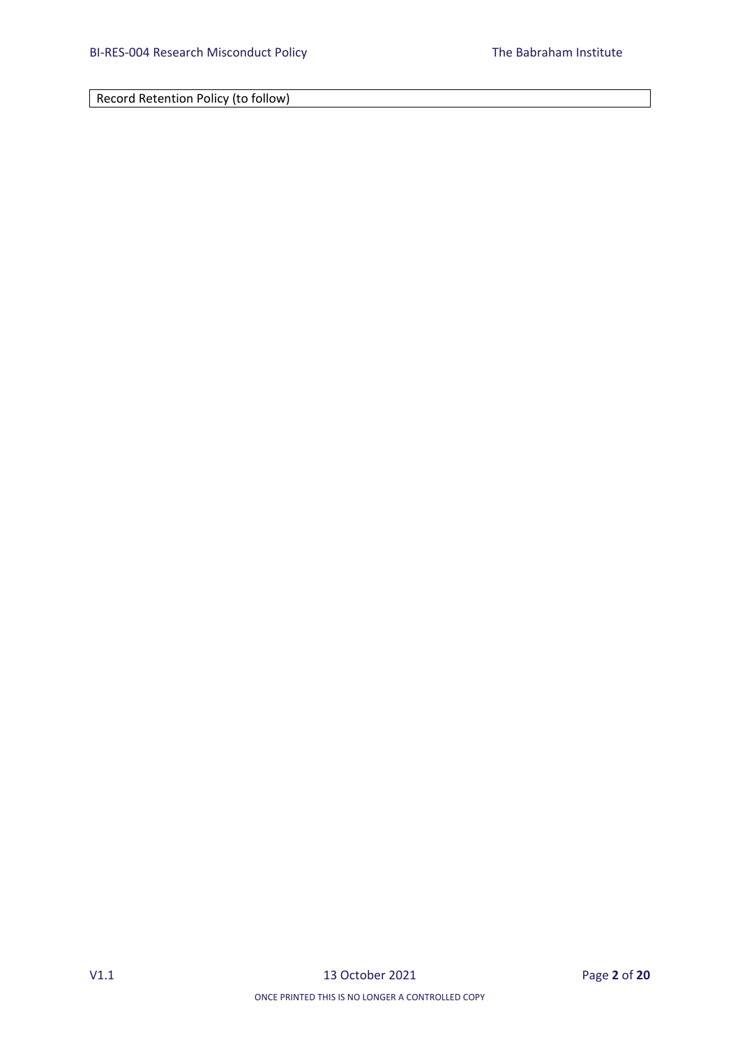| Record Retention Policy (to follow) |
| --- |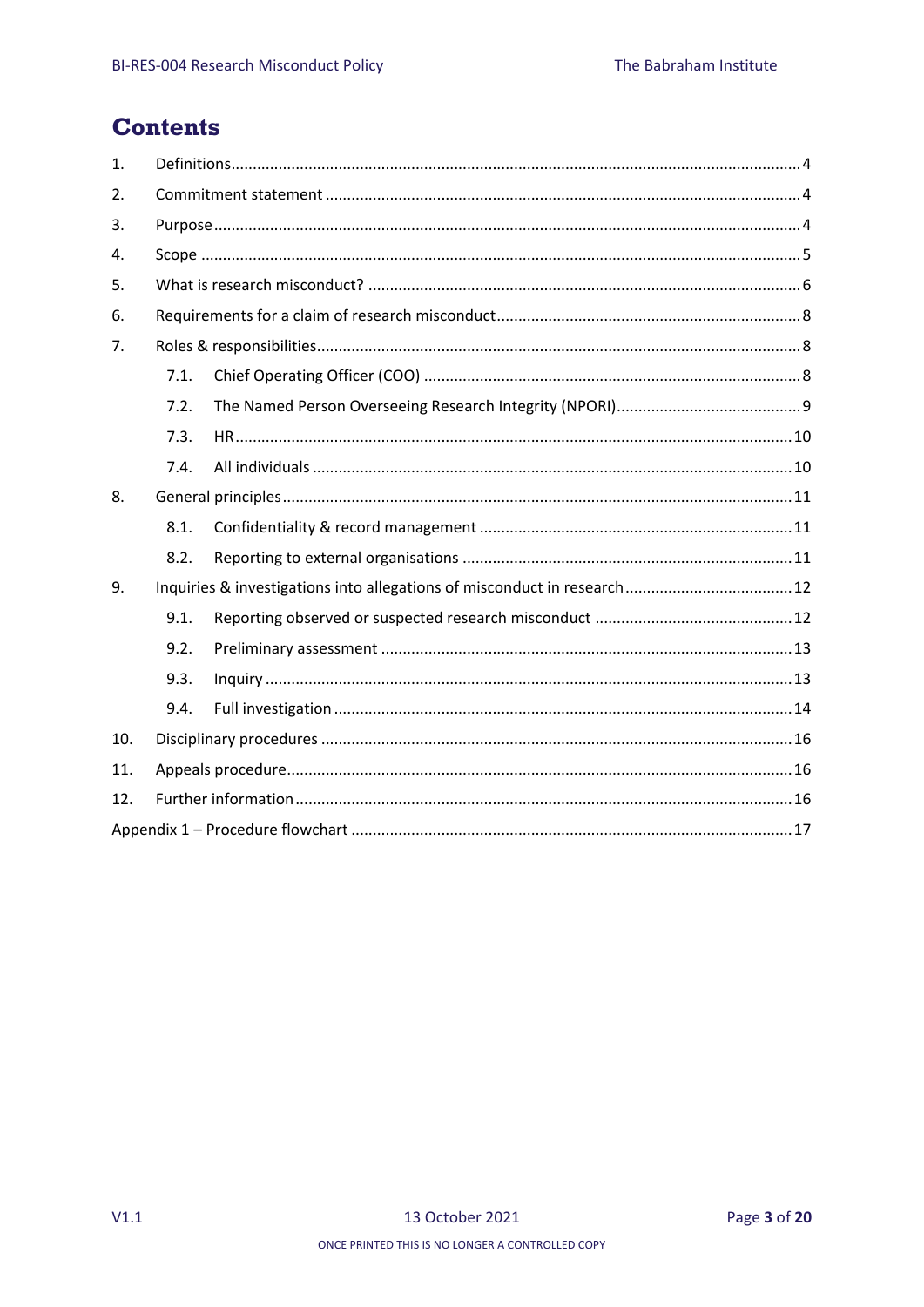# Contents

| | | |
|---|---|---|
| 1. | Definitions | 4 |
| 2. | Commitment statement | 4 |
| 3. | Purpose | 4 |
| 4. | Scope | 5 |
| 5. | What is research misconduct? | 6 |
| 6. | Requirements for a claim of research misconduct | 8 |
| 7. | Roles & responsibilities | 8 |
| 7.1. | Chief Operating Officer (COO) | 8 |
| 7.2. | The Named Person Overseeing Research Integrity (NPORI) | 9 |
| 7.3. | HR | 10 |
| 7.4. | All individuals | 10 |
| 8. | General principles | 11 |
| 8.1. | Confidentiality & record management | 11 |
| 8.2. | Reporting to external organisations | 11 |
| 9. | Inquiries & investigations into allegations of misconduct in research | 12 |
| 9.1. | Reporting observed or suspected research misconduct | 12 |
| 9.2. | Preliminary assessment | 13 |
| 9.3. | Inquiry | 13 |
| 9.4. | Full investigation | 14 |
| 10. | Disciplinary procedures | 16 |
| 11. | Appeals procedure | 16 |
| 12. | Further information | 16 |
| | Appendix 1 – Procedure flowchart | 17 |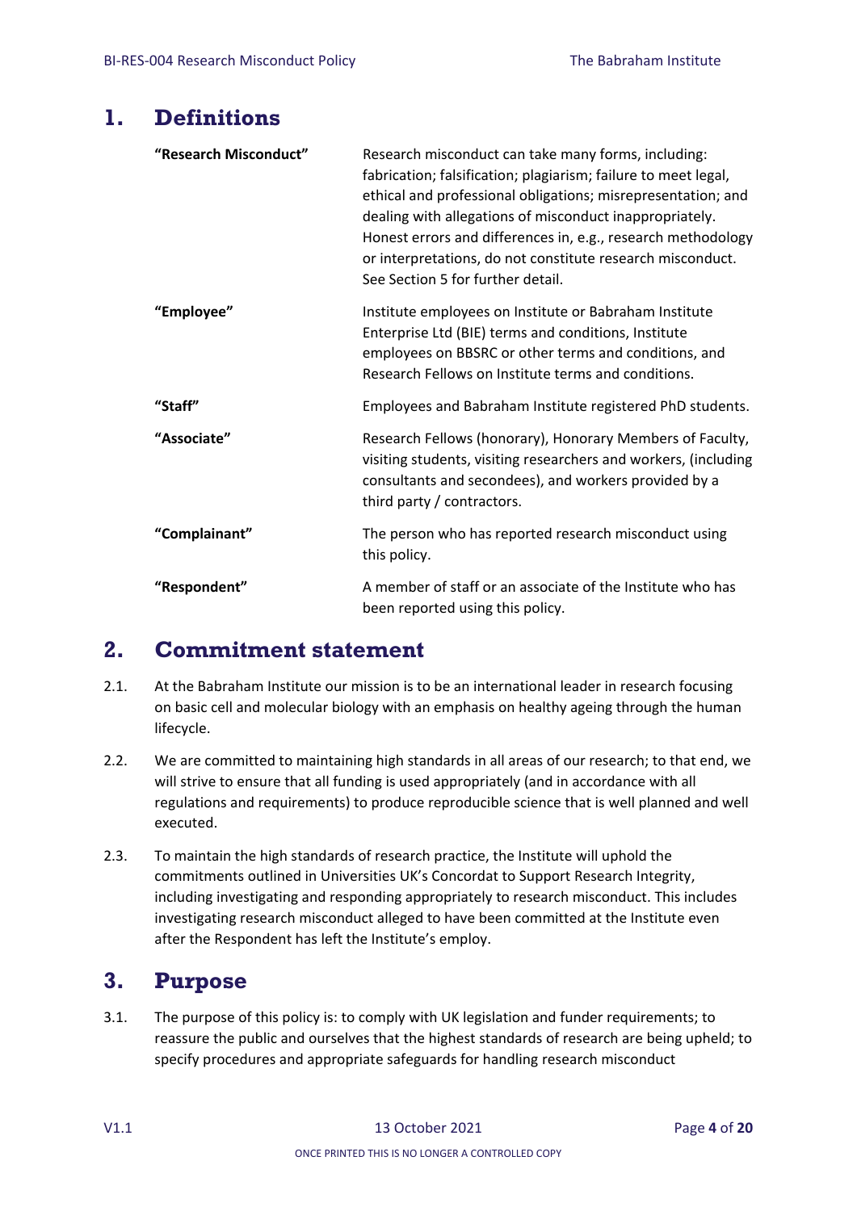## 1. Definitions

| | |
|---|---|
| **"Research Misconduct"** | Research misconduct can take many forms, including: fabrication; falsification; plagiarism; failure to meet legal, ethical and professional obligations; misrepresentation; and dealing with allegations of misconduct inappropriately. Honest errors and differences in, e.g., research methodology or interpretations, do not constitute research misconduct. See Section 5 for further detail. |
| **"Employee"** | Institute employees on Institute or Babraham Institute Enterprise Ltd (BIE) terms and conditions, Institute employees on BBSRC or other terms and conditions, and Research Fellows on Institute terms and conditions. |
| **"Staff"** | Employees and Babraham Institute registered PhD students. |
| **"Associate"** | Research Fellows (honorary), Honorary Members of Faculty, visiting students, visiting researchers and workers, (including consultants and secondees), and workers provided by a third party / contractors. |
| **"Complainant"** | The person who has reported research misconduct using this policy. |
| **"Respondent"** | A member of staff or an associate of the Institute who has been reported using this policy. |

## 2. Commitment statement

2.1. At the Babraham Institute our mission is to be an international leader in research focusing on basic cell and molecular biology with an emphasis on healthy ageing through the human lifecycle.

2.2. We are committed to maintaining high standards in all areas of our research; to that end, we will strive to ensure that all funding is used appropriately (and in accordance with all regulations and requirements) to produce reproducible science that is well planned and well executed.

2.3. To maintain the high standards of research practice, the Institute will uphold the commitments outlined in Universities UK's Concordat to Support Research Integrity, including investigating and responding appropriately to research misconduct. This includes investigating research misconduct alleged to have been committed at the Institute even after the Respondent has left the Institute's employ.

## 3. Purpose

3.1. The purpose of this policy is: to comply with UK legislation and funder requirements; to reassure the public and ourselves that the highest standards of research are being upheld; to specify procedures and appropriate safeguards for handling research misconduct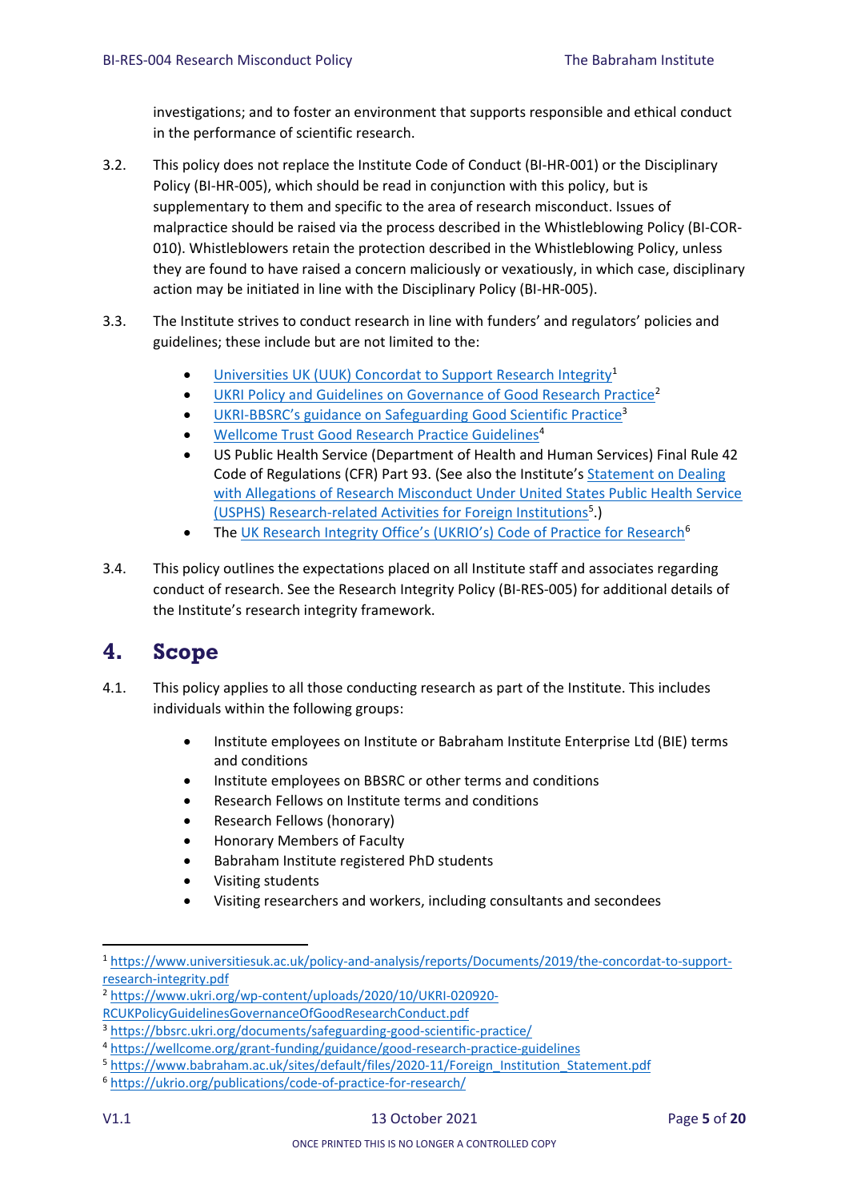investigations; and to foster an environment that supports responsible and ethical conduct in the performance of scientific research.

3.2. This policy does not replace the Institute Code of Conduct (BI-HR-001) or the Disciplinary Policy (BI-HR-005), which should be read in conjunction with this policy, but is supplementary to them and specific to the area of research misconduct. Issues of malpractice should be raised via the process described in the Whistleblowing Policy (BI-COR-010). Whistleblowers retain the protection described in the Whistleblowing Policy, unless they are found to have raised a concern maliciously or vexatiously, in which case, disciplinary action may be initiated in line with the Disciplinary Policy (BI-HR-005).

3.3. The Institute strives to conduct research in line with funders' and regulators' policies and guidelines; these include but are not limited to the:

- Universities UK (UUK) Concordat to Support Research Integrity[1]
- UKRI Policy and Guidelines on Governance of Good Research Practice[2]
- UKRI-BBSRC's guidance on Safeguarding Good Scientific Practice[3]
- Wellcome Trust Good Research Practice Guidelines[4]
- US Public Health Service (Department of Health and Human Services) Final Rule 42 Code of Regulations (CFR) Part 93. (See also the Institute's Statement on Dealing with Allegations of Research Misconduct Under United States Public Health Service (USPHS) Research-related Activities for Foreign Institutions[5].)
- The UK Research Integrity Office's (UKRIO's) Code of Practice for Research[6]

3.4. This policy outlines the expectations placed on all Institute staff and associates regarding conduct of research. See the Research Integrity Policy (BI-RES-005) for additional details of the Institute's research integrity framework.

# 4. Scope

4.1. This policy applies to all those conducting research as part of the Institute. This includes individuals within the following groups:

- Institute employees on Institute or Babraham Institute Enterprise Ltd (BIE) terms and conditions
- Institute employees on BBSRC or other terms and conditions
- Research Fellows on Institute terms and conditions
- Research Fellows (honorary)
- Honorary Members of Faculty
- Babraham Institute registered PhD students
- Visiting students
- Visiting researchers and workers, including consultants and secondees

---

[1] https://www.universitiesuk.ac.uk/policy-and-analysis/reports/Documents/2019/the-concordat-to-support-research-integrity.pdf
[2] https://www.ukri.org/wp-content/uploads/2020/10/UKRI-020920-RCUKPolicyGuidelinesGovernanceOfGoodResearchConduct.pdf
[3] https://bbsrc.ukri.org/documents/safeguarding-good-scientific-practice/
[4] https://wellcome.org/grant-funding/guidance/good-research-practice-guidelines
[5] https://www.babraham.ac.uk/sites/default/files/2020-11/Foreign_Institution_Statement.pdf
[6] https://ukrio.org/publications/code-of-practice-for-research/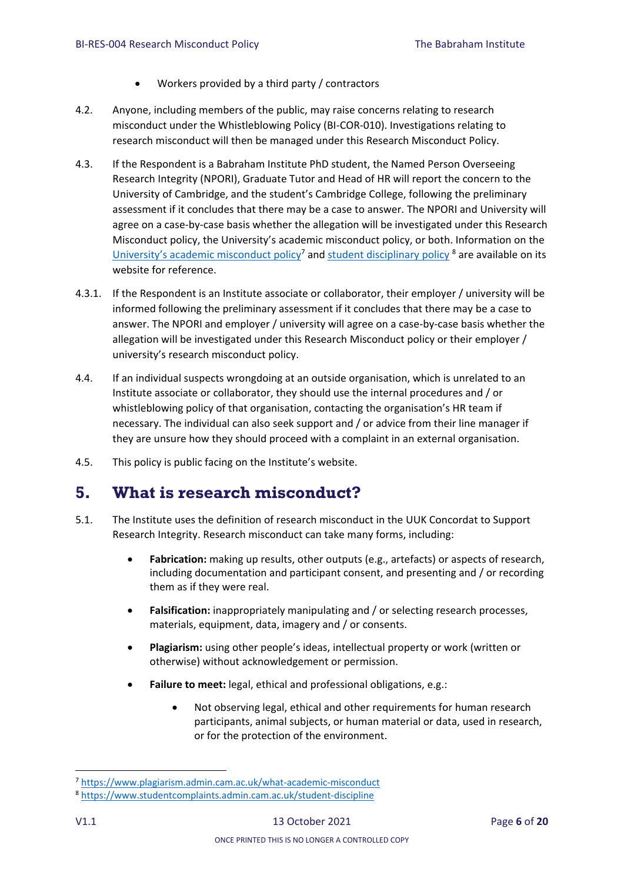- Workers provided by a third party / contractors

4.2. Anyone, including members of the public, may raise concerns relating to research misconduct under the Whistleblowing Policy (BI-COR-010). Investigations relating to research misconduct will then be managed under this Research Misconduct Policy.

4.3. If the Respondent is a Babraham Institute PhD student, the Named Person Overseeing Research Integrity (NPORI), Graduate Tutor and Head of HR will report the concern to the University of Cambridge, and the student's Cambridge College, following the preliminary assessment if it concludes that there may be a case to answer. The NPORI and University will agree on a case-by-case basis whether the allegation will be investigated under this Research Misconduct policy, the University's academic misconduct policy, or both. Information on the University's academic misconduct policy[7] and student disciplinary policy[8] are available on its website for reference.

4.3.1. If the Respondent is an Institute associate or collaborator, their employer / university will be informed following the preliminary assessment if it concludes that there may be a case to answer. The NPORI and employer / university will agree on a case-by-case basis whether the allegation will be investigated under this Research Misconduct policy or their employer / university's research misconduct policy.

4.4. If an individual suspects wrongdoing at an outside organisation, which is unrelated to an Institute associate or collaborator, they should use the internal procedures and / or whistleblowing policy of that organisation, contacting the organisation's HR team if necessary. The individual can also seek support and / or advice from their line manager if they are unsure how they should proceed with a complaint in an external organisation.

4.5. This policy is public facing on the Institute's website.

# 5. What is research misconduct?

5.1. The Institute uses the definition of research misconduct in the UUK Concordat to Support Research Integrity. Research misconduct can take many forms, including:

- **Fabrication:** making up results, other outputs (e.g., artefacts) or aspects of research, including documentation and participant consent, and presenting and / or recording them as if they were real.
- **Falsification:** inappropriately manipulating and / or selecting research processes, materials, equipment, data, imagery and / or consents.
- **Plagiarism:** using other people's ideas, intellectual property or work (written or otherwise) without acknowledgement or permission.
- **Failure to meet:** legal, ethical and professional obligations, e.g.:
  - Not observing legal, ethical and other requirements for human research participants, animal subjects, or human material or data, used in research, or for the protection of the environment.

[7] https://www.plagiarism.admin.cam.ac.uk/what-academic-misconduct

[8] https://www.studentcomplaints.admin.cam.ac.uk/student-discipline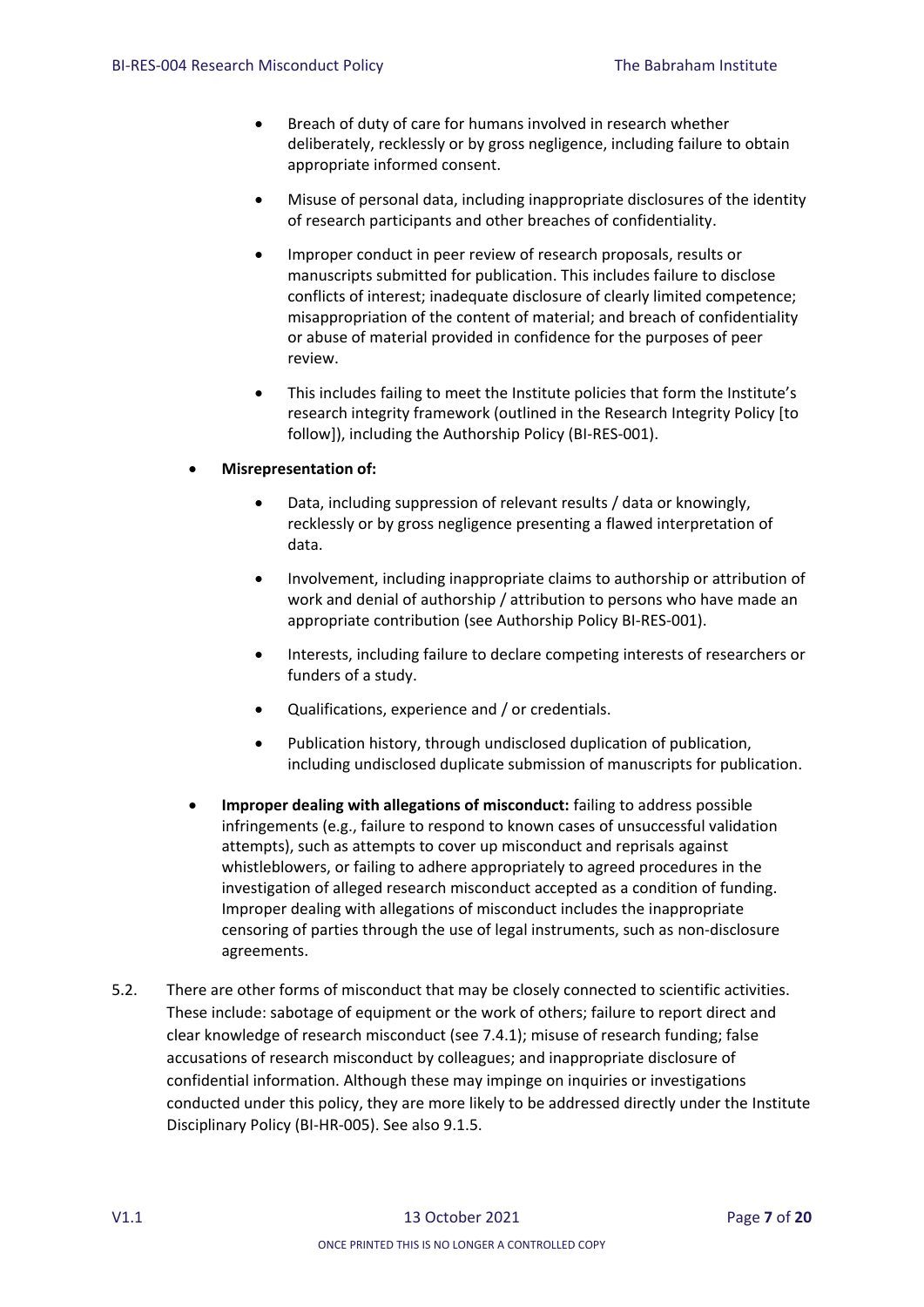- Breach of duty of care for humans involved in research whether deliberately, recklessly or by gross negligence, including failure to obtain appropriate informed consent.

    - Misuse of personal data, including inappropriate disclosures of the identity of research participants and other breaches of confidentiality.

    - Improper conduct in peer review of research proposals, results or manuscripts submitted for publication. This includes failure to disclose conflicts of interest; inadequate disclosure of clearly limited competence; misappropriation of the content of material; and breach of confidentiality or abuse of material provided in confidence for the purposes of peer review.

    - This includes failing to meet the Institute policies that form the Institute's research integrity framework (outlined in the Research Integrity Policy [to follow]), including the Authorship Policy (BI-RES-001).

- **Misrepresentation of:**

    - Data, including suppression of relevant results / data or knowingly, recklessly or by gross negligence presenting a flawed interpretation of data.

    - Involvement, including inappropriate claims to authorship or attribution of work and denial of authorship / attribution to persons who have made an appropriate contribution (see Authorship Policy BI-RES-001).

    - Interests, including failure to declare competing interests of researchers or funders of a study.

    - Qualifications, experience and / or credentials.

    - Publication history, through undisclosed duplication of publication, including undisclosed duplicate submission of manuscripts for publication.

- **Improper dealing with allegations of misconduct:** failing to address possible infringements (e.g., failure to respond to known cases of unsuccessful validation attempts), such as attempts to cover up misconduct and reprisals against whistleblowers, or failing to adhere appropriately to agreed procedures in the investigation of alleged research misconduct accepted as a condition of funding. Improper dealing with allegations of misconduct includes the inappropriate censoring of parties through the use of legal instruments, such as non-disclosure agreements.

5.2. There are other forms of misconduct that may be closely connected to scientific activities. These include: sabotage of equipment or the work of others; failure to report direct and clear knowledge of research misconduct (see 7.4.1); misuse of research funding; false accusations of research misconduct by colleagues; and inappropriate disclosure of confidential information. Although these may impinge on inquiries or investigations conducted under this policy, they are more likely to be addressed directly under the Institute Disciplinary Policy (BI-HR-005). See also 9.1.5.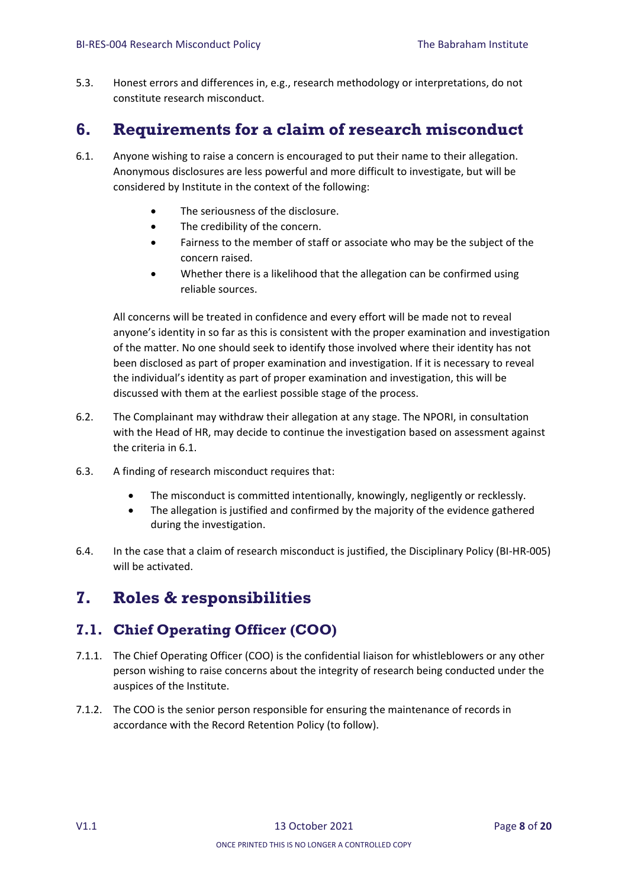5.3. Honest errors and differences in, e.g., research methodology or interpretations, do not constitute research misconduct.

## 6. Requirements for a claim of research misconduct

6.1. Anyone wishing to raise a concern is encouraged to put their name to their allegation. Anonymous disclosures are less powerful and more difficult to investigate, but will be considered by Institute in the context of the following:

- The seriousness of the disclosure.
- The credibility of the concern.
- Fairness to the member of staff or associate who may be the subject of the concern raised.
- Whether there is a likelihood that the allegation can be confirmed using reliable sources.

All concerns will be treated in confidence and every effort will be made not to reveal anyone's identity in so far as this is consistent with the proper examination and investigation of the matter. No one should seek to identify those involved where their identity has not been disclosed as part of proper examination and investigation. If it is necessary to reveal the individual's identity as part of proper examination and investigation, this will be discussed with them at the earliest possible stage of the process.

6.2. The Complainant may withdraw their allegation at any stage. The NPORI, in consultation with the Head of HR, may decide to continue the investigation based on assessment against the criteria in 6.1.

6.3. A finding of research misconduct requires that:

- The misconduct is committed intentionally, knowingly, negligently or recklessly.
- The allegation is justified and confirmed by the majority of the evidence gathered during the investigation.

6.4. In the case that a claim of research misconduct is justified, the Disciplinary Policy (BI-HR-005) will be activated.

## 7. Roles & responsibilities

### 7.1. Chief Operating Officer (COO)

7.1.1. The Chief Operating Officer (COO) is the confidential liaison for whistleblowers or any other person wishing to raise concerns about the integrity of research being conducted under the auspices of the Institute.

7.1.2. The COO is the senior person responsible for ensuring the maintenance of records in accordance with the Record Retention Policy (to follow).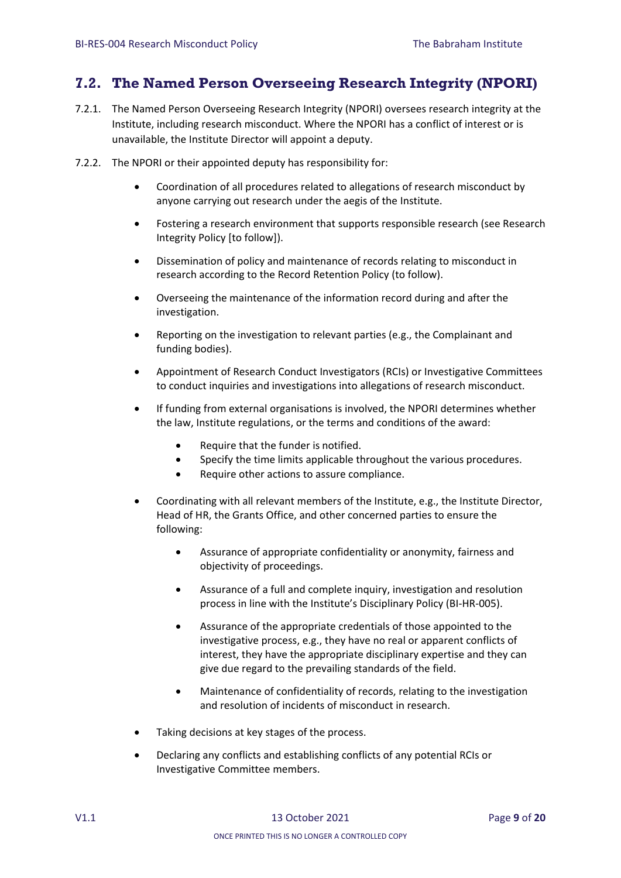## 7.2. The Named Person Overseeing Research Integrity (NPORI)

7.2.1. The Named Person Overseeing Research Integrity (NPORI) oversees research integrity at the Institute, including research misconduct. Where the NPORI has a conflict of interest or is unavailable, the Institute Director will appoint a deputy.

7.2.2. The NPORI or their appointed deputy has responsibility for:

- Coordination of all procedures related to allegations of research misconduct by anyone carrying out research under the aegis of the Institute.
- Fostering a research environment that supports responsible research (see Research Integrity Policy [to follow]).
- Dissemination of policy and maintenance of records relating to misconduct in research according to the Record Retention Policy (to follow).
- Overseeing the maintenance of the information record during and after the investigation.
- Reporting on the investigation to relevant parties (e.g., the Complainant and funding bodies).
- Appointment of Research Conduct Investigators (RCIs) or Investigative Committees to conduct inquiries and investigations into allegations of research misconduct.
- If funding from external organisations is involved, the NPORI determines whether the law, Institute regulations, or the terms and conditions of the award:
    - Require that the funder is notified.
    - Specify the time limits applicable throughout the various procedures.
    - Require other actions to assure compliance.
- Coordinating with all relevant members of the Institute, e.g., the Institute Director, Head of HR, the Grants Office, and other concerned parties to ensure the following:
    - Assurance of appropriate confidentiality or anonymity, fairness and objectivity of proceedings.
    - Assurance of a full and complete inquiry, investigation and resolution process in line with the Institute's Disciplinary Policy (BI-HR-005).
    - Assurance of the appropriate credentials of those appointed to the investigative process, e.g., they have no real or apparent conflicts of interest, they have the appropriate disciplinary expertise and they can give due regard to the prevailing standards of the field.
    - Maintenance of confidentiality of records, relating to the investigation and resolution of incidents of misconduct in research.
- Taking decisions at key stages of the process.
- Declaring any conflicts and establishing conflicts of any potential RCIs or Investigative Committee members.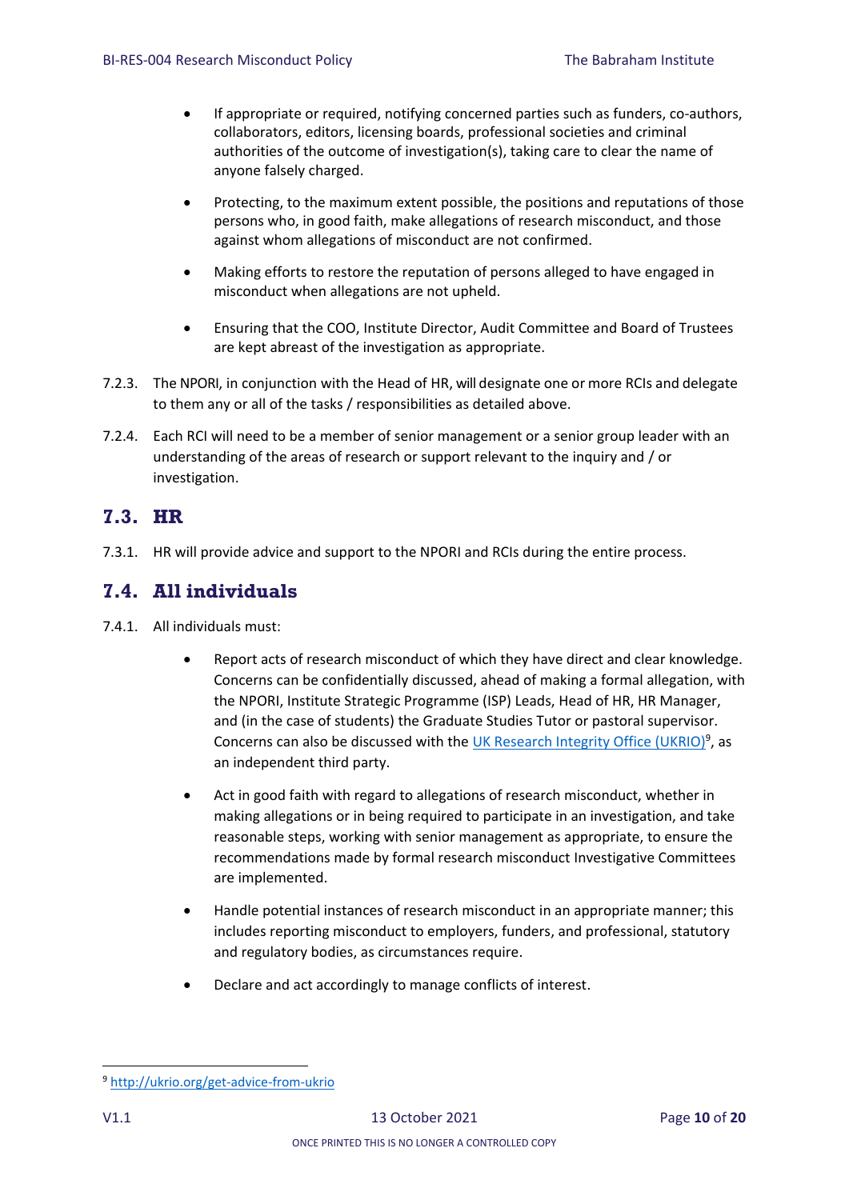- If appropriate or required, notifying concerned parties such as funders, co-authors, collaborators, editors, licensing boards, professional societies and criminal authorities of the outcome of investigation(s), taking care to clear the name of anyone falsely charged.
- Protecting, to the maximum extent possible, the positions and reputations of those persons who, in good faith, make allegations of research misconduct, and those against whom allegations of misconduct are not confirmed.
- Making efforts to restore the reputation of persons alleged to have engaged in misconduct when allegations are not upheld.
- Ensuring that the COO, Institute Director, Audit Committee and Board of Trustees are kept abreast of the investigation as appropriate.

7.2.3. The NPORI, in conjunction with the Head of HR, will designate one or more RCIs and delegate to them any or all of the tasks / responsibilities as detailed above.

7.2.4. Each RCI will need to be a member of senior management or a senior group leader with an understanding of the areas of research or support relevant to the inquiry and / or investigation.

## 7.3. HR

7.3.1. HR will provide advice and support to the NPORI and RCIs during the entire process.

## 7.4. All individuals

7.4.1. All individuals must:

- Report acts of research misconduct of which they have direct and clear knowledge. Concerns can be confidentially discussed, ahead of making a formal allegation, with the NPORI, Institute Strategic Programme (ISP) Leads, Head of HR, HR Manager, and (in the case of students) the Graduate Studies Tutor or pastoral supervisor. Concerns can also be discussed with the UK Research Integrity Office (UKRIO)[9], as an independent third party.
- Act in good faith with regard to allegations of research misconduct, whether in making allegations or in being required to participate in an investigation, and take reasonable steps, working with senior management as appropriate, to ensure the recommendations made by formal research misconduct Investigative Committees are implemented.
- Handle potential instances of research misconduct in an appropriate manner; this includes reporting misconduct to employers, funders, and professional, statutory and regulatory bodies, as circumstances require.
- Declare and act accordingly to manage conflicts of interest.

[9] http://ukrio.org/get-advice-from-ukrio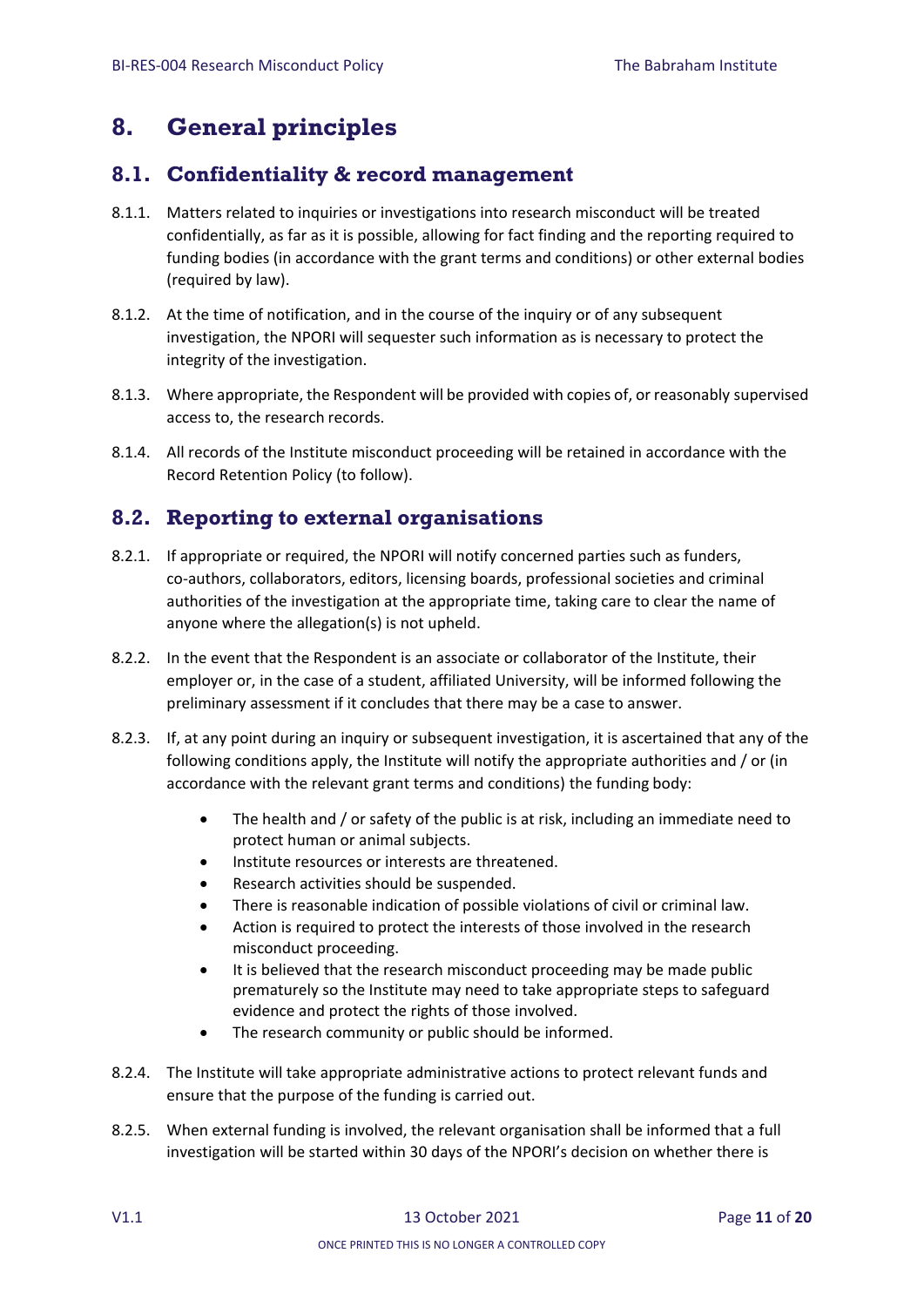# 8. General principles

## 8.1. Confidentiality & record management

8.1.1. Matters related to inquiries or investigations into research misconduct will be treated confidentially, as far as it is possible, allowing for fact finding and the reporting required to funding bodies (in accordance with the grant terms and conditions) or other external bodies (required by law).

8.1.2. At the time of notification, and in the course of the inquiry or of any subsequent investigation, the NPORI will sequester such information as is necessary to protect the integrity of the investigation.

8.1.3. Where appropriate, the Respondent will be provided with copies of, or reasonably supervised access to, the research records.

8.1.4. All records of the Institute misconduct proceeding will be retained in accordance with the Record Retention Policy (to follow).

## 8.2. Reporting to external organisations

8.2.1. If appropriate or required, the NPORI will notify concerned parties such as funders, co-authors, collaborators, editors, licensing boards, professional societies and criminal authorities of the investigation at the appropriate time, taking care to clear the name of anyone where the allegation(s) is not upheld.

8.2.2. In the event that the Respondent is an associate or collaborator of the Institute, their employer or, in the case of a student, affiliated University, will be informed following the preliminary assessment if it concludes that there may be a case to answer.

8.2.3. If, at any point during an inquiry or subsequent investigation, it is ascertained that any of the following conditions apply, the Institute will notify the appropriate authorities and / or (in accordance with the relevant grant terms and conditions) the funding body:

- The health and / or safety of the public is at risk, including an immediate need to protect human or animal subjects.
- Institute resources or interests are threatened.
- Research activities should be suspended.
- There is reasonable indication of possible violations of civil or criminal law.
- Action is required to protect the interests of those involved in the research misconduct proceeding.
- It is believed that the research misconduct proceeding may be made public prematurely so the Institute may need to take appropriate steps to safeguard evidence and protect the rights of those involved.
- The research community or public should be informed.

8.2.4. The Institute will take appropriate administrative actions to protect relevant funds and ensure that the purpose of the funding is carried out.

8.2.5. When external funding is involved, the relevant organisation shall be informed that a full investigation will be started within 30 days of the NPORI's decision on whether there is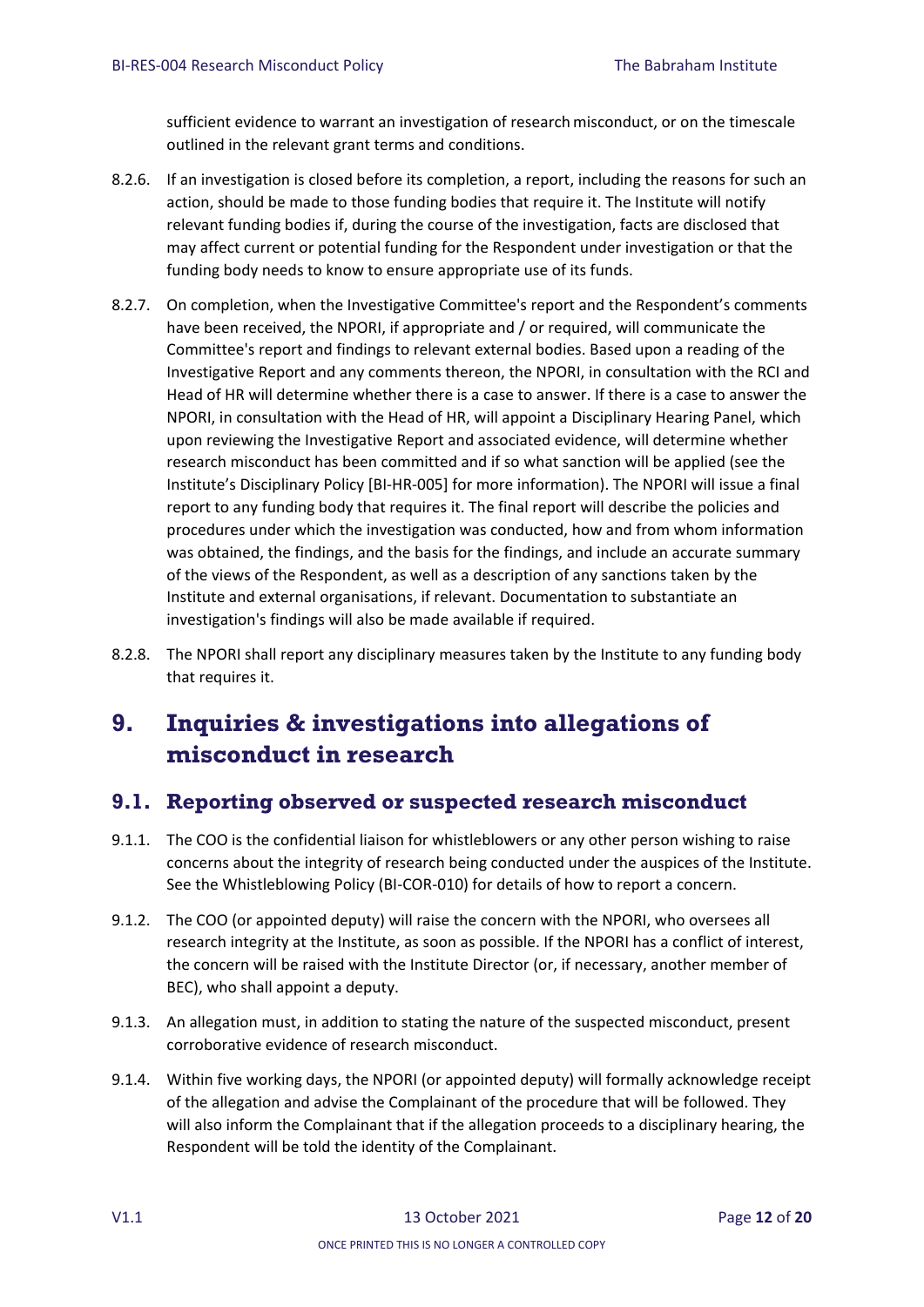sufficient evidence to warrant an investigation of research misconduct, or on the timescale outlined in the relevant grant terms and conditions.

8.2.6. If an investigation is closed before its completion, a report, including the reasons for such an action, should be made to those funding bodies that require it. The Institute will notify relevant funding bodies if, during the course of the investigation, facts are disclosed that may affect current or potential funding for the Respondent under investigation or that the funding body needs to know to ensure appropriate use of its funds.

8.2.7. On completion, when the Investigative Committee's report and the Respondent's comments have been received, the NPORI, if appropriate and / or required, will communicate the Committee's report and findings to relevant external bodies. Based upon a reading of the Investigative Report and any comments thereon, the NPORI, in consultation with the RCI and Head of HR will determine whether there is a case to answer. If there is a case to answer the NPORI, in consultation with the Head of HR, will appoint a Disciplinary Hearing Panel, which upon reviewing the Investigative Report and associated evidence, will determine whether research misconduct has been committed and if so what sanction will be applied (see the Institute's Disciplinary Policy [BI-HR-005] for more information). The NPORI will issue a final report to any funding body that requires it. The final report will describe the policies and procedures under which the investigation was conducted, how and from whom information was obtained, the findings, and the basis for the findings, and include an accurate summary of the views of the Respondent, as well as a description of any sanctions taken by the Institute and external organisations, if relevant. Documentation to substantiate an investigation's findings will also be made available if required.

8.2.8. The NPORI shall report any disciplinary measures taken by the Institute to any funding body that requires it.

# 9. Inquiries & investigations into allegations of misconduct in research

## 9.1. Reporting observed or suspected research misconduct

9.1.1. The COO is the confidential liaison for whistleblowers or any other person wishing to raise concerns about the integrity of research being conducted under the auspices of the Institute. See the Whistleblowing Policy (BI-COR-010) for details of how to report a concern.

9.1.2. The COO (or appointed deputy) will raise the concern with the NPORI, who oversees all research integrity at the Institute, as soon as possible. If the NPORI has a conflict of interest, the concern will be raised with the Institute Director (or, if necessary, another member of BEC), who shall appoint a deputy.

9.1.3. An allegation must, in addition to stating the nature of the suspected misconduct, present corroborative evidence of research misconduct.

9.1.4. Within five working days, the NPORI (or appointed deputy) will formally acknowledge receipt of the allegation and advise the Complainant of the procedure that will be followed. They will also inform the Complainant that if the allegation proceeds to a disciplinary hearing, the Respondent will be told the identity of the Complainant.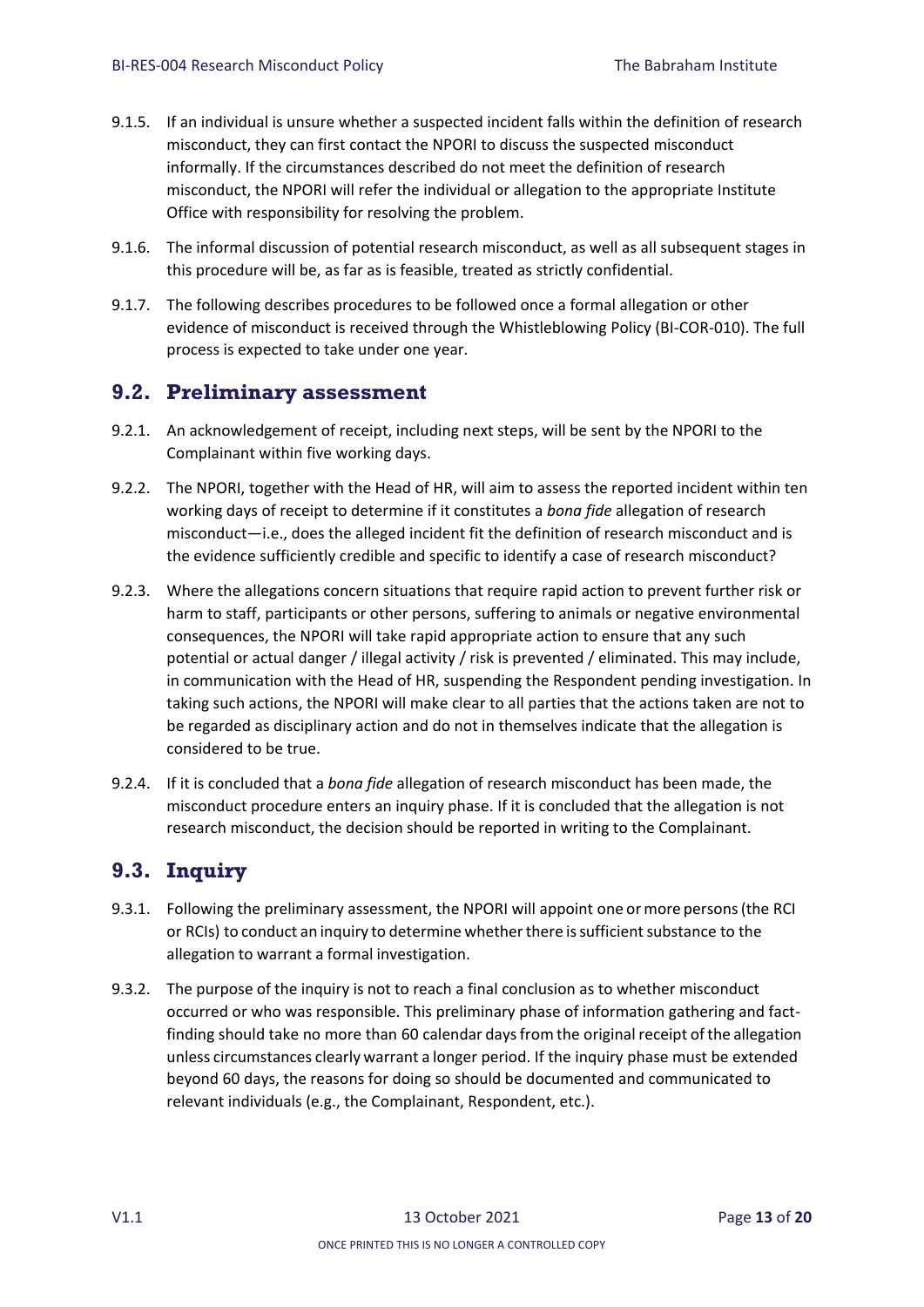9.1.5. If an individual is unsure whether a suspected incident falls within the definition of research misconduct, they can first contact the NPORI to discuss the suspected misconduct informally. If the circumstances described do not meet the definition of research misconduct, the NPORI will refer the individual or allegation to the appropriate Institute Office with responsibility for resolving the problem.

9.1.6. The informal discussion of potential research misconduct, as well as all subsequent stages in this procedure will be, as far as is feasible, treated as strictly confidential.

9.1.7. The following describes procedures to be followed once a formal allegation or other evidence of misconduct is received through the Whistleblowing Policy (BI-COR-010). The full process is expected to take under one year.

## 9.2. Preliminary assessment

9.2.1. An acknowledgement of receipt, including next steps, will be sent by the NPORI to the Complainant within five working days.

9.2.2. The NPORI, together with the Head of HR, will aim to assess the reported incident within ten working days of receipt to determine if it constitutes a *bona fide* allegation of research misconduct—i.e., does the alleged incident fit the definition of research misconduct and is the evidence sufficiently credible and specific to identify a case of research misconduct?

9.2.3. Where the allegations concern situations that require rapid action to prevent further risk or harm to staff, participants or other persons, suffering to animals or negative environmental consequences, the NPORI will take rapid appropriate action to ensure that any such potential or actual danger / illegal activity / risk is prevented / eliminated. This may include, in communication with the Head of HR, suspending the Respondent pending investigation. In taking such actions, the NPORI will make clear to all parties that the actions taken are not to be regarded as disciplinary action and do not in themselves indicate that the allegation is considered to be true.

9.2.4. If it is concluded that a *bona fide* allegation of research misconduct has been made, the misconduct procedure enters an inquiry phase. If it is concluded that the allegation is not research misconduct, the decision should be reported in writing to the Complainant.

## 9.3. Inquiry

9.3.1. Following the preliminary assessment, the NPORI will appoint one or more persons (the RCI or RCIs) to conduct an inquiry to determine whether there is sufficient substance to the allegation to warrant a formal investigation.

9.3.2. The purpose of the inquiry is not to reach a final conclusion as to whether misconduct occurred or who was responsible. This preliminary phase of information gathering and fact-finding should take no more than 60 calendar days from the original receipt of the allegation unless circumstances clearly warrant a longer period. If the inquiry phase must be extended beyond 60 days, the reasons for doing so should be documented and communicated to relevant individuals (e.g., the Complainant, Respondent, etc.).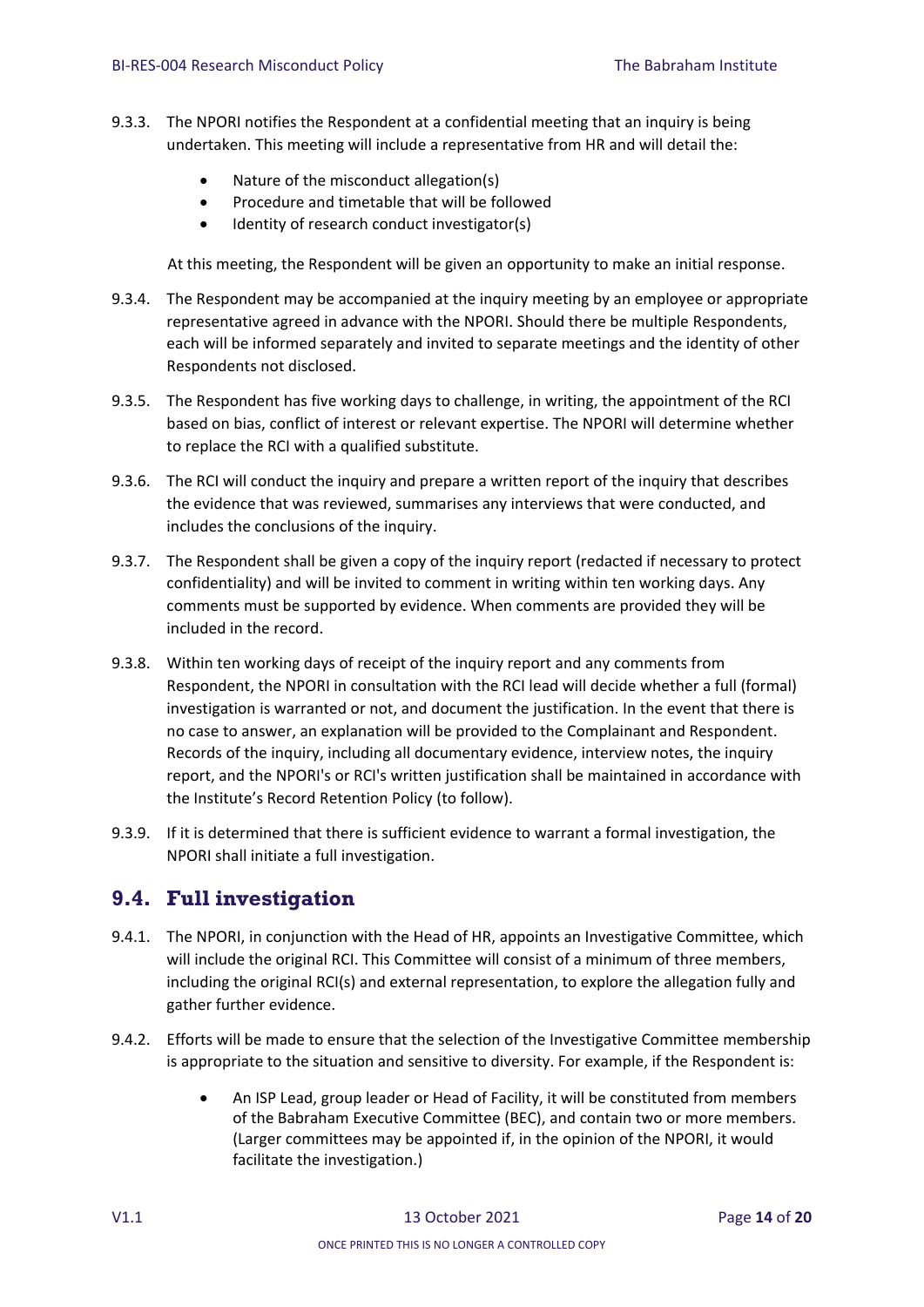9.3.3. The NPORI notifies the Respondent at a confidential meeting that an inquiry is being undertaken. This meeting will include a representative from HR and will detail the:

- Nature of the misconduct allegation(s)
- Procedure and timetable that will be followed
- Identity of research conduct investigator(s)

At this meeting, the Respondent will be given an opportunity to make an initial response.

9.3.4. The Respondent may be accompanied at the inquiry meeting by an employee or appropriate representative agreed in advance with the NPORI. Should there be multiple Respondents, each will be informed separately and invited to separate meetings and the identity of other Respondents not disclosed.

9.3.5. The Respondent has five working days to challenge, in writing, the appointment of the RCI based on bias, conflict of interest or relevant expertise. The NPORI will determine whether to replace the RCI with a qualified substitute.

9.3.6. The RCI will conduct the inquiry and prepare a written report of the inquiry that describes the evidence that was reviewed, summarises any interviews that were conducted, and includes the conclusions of the inquiry.

9.3.7. The Respondent shall be given a copy of the inquiry report (redacted if necessary to protect confidentiality) and will be invited to comment in writing within ten working days. Any comments must be supported by evidence. When comments are provided they will be included in the record.

9.3.8. Within ten working days of receipt of the inquiry report and any comments from Respondent, the NPORI in consultation with the RCI lead will decide whether a full (formal) investigation is warranted or not, and document the justification. In the event that there is no case to answer, an explanation will be provided to the Complainant and Respondent. Records of the inquiry, including all documentary evidence, interview notes, the inquiry report, and the NPORI's or RCI's written justification shall be maintained in accordance with the Institute's Record Retention Policy (to follow).

9.3.9. If it is determined that there is sufficient evidence to warrant a formal investigation, the NPORI shall initiate a full investigation.

## 9.4. Full investigation

9.4.1. The NPORI, in conjunction with the Head of HR, appoints an Investigative Committee, which will include the original RCI. This Committee will consist of a minimum of three members, including the original RCI(s) and external representation, to explore the allegation fully and gather further evidence.

9.4.2. Efforts will be made to ensure that the selection of the Investigative Committee membership is appropriate to the situation and sensitive to diversity. For example, if the Respondent is:

- An ISP Lead, group leader or Head of Facility, it will be constituted from members of the Babraham Executive Committee (BEC), and contain two or more members. (Larger committees may be appointed if, in the opinion of the NPORI, it would facilitate the investigation.)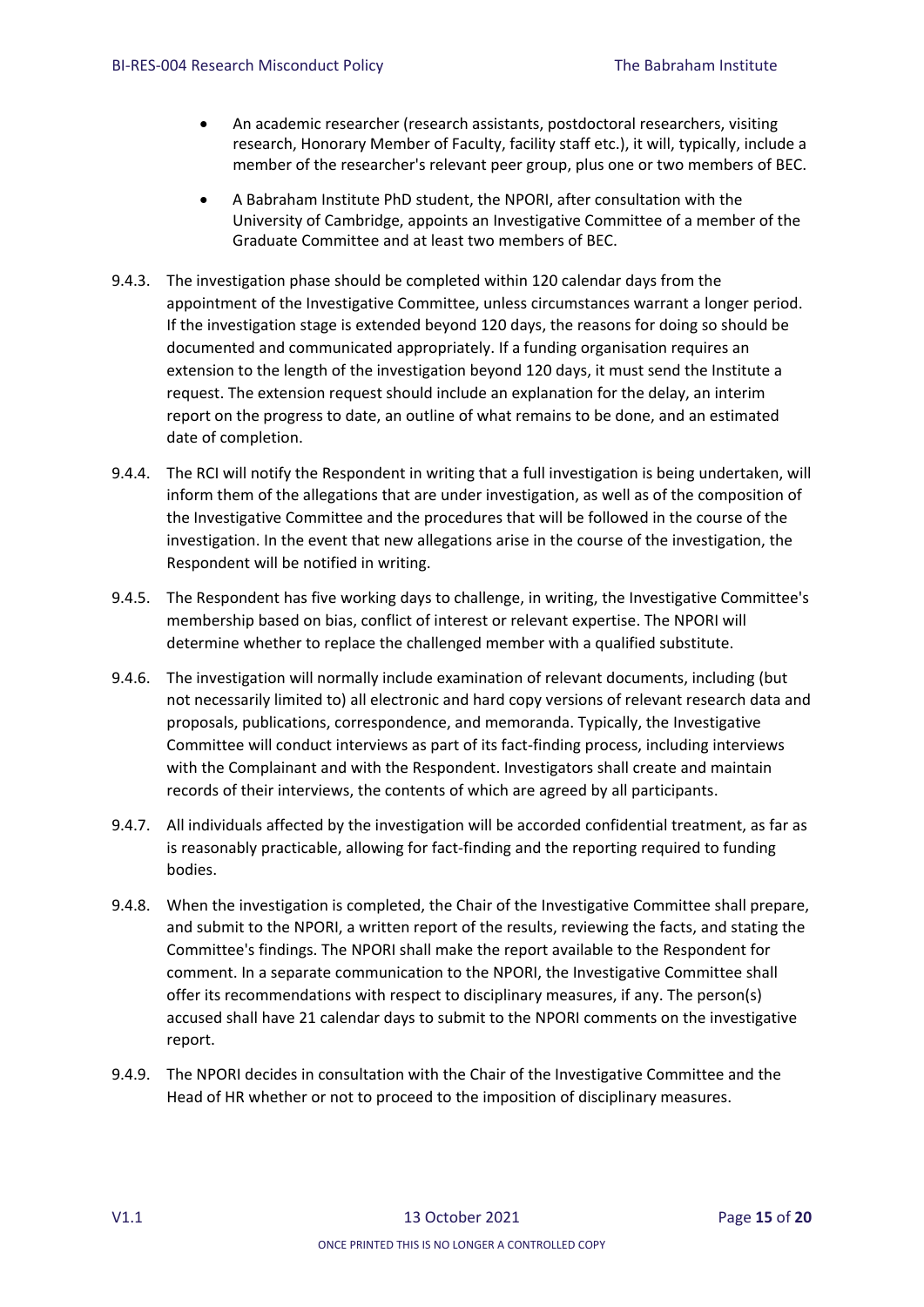- An academic researcher (research assistants, postdoctoral researchers, visiting research, Honorary Member of Faculty, facility staff etc.), it will, typically, include a member of the researcher's relevant peer group, plus one or two members of BEC.
- A Babraham Institute PhD student, the NPORI, after consultation with the University of Cambridge, appoints an Investigative Committee of a member of the Graduate Committee and at least two members of BEC.

9.4.3. The investigation phase should be completed within 120 calendar days from the appointment of the Investigative Committee, unless circumstances warrant a longer period. If the investigation stage is extended beyond 120 days, the reasons for doing so should be documented and communicated appropriately. If a funding organisation requires an extension to the length of the investigation beyond 120 days, it must send the Institute a request. The extension request should include an explanation for the delay, an interim report on the progress to date, an outline of what remains to be done, and an estimated date of completion.

9.4.4. The RCI will notify the Respondent in writing that a full investigation is being undertaken, will inform them of the allegations that are under investigation, as well as of the composition of the Investigative Committee and the procedures that will be followed in the course of the investigation. In the event that new allegations arise in the course of the investigation, the Respondent will be notified in writing.

9.4.5. The Respondent has five working days to challenge, in writing, the Investigative Committee's membership based on bias, conflict of interest or relevant expertise. The NPORI will determine whether to replace the challenged member with a qualified substitute.

9.4.6. The investigation will normally include examination of relevant documents, including (but not necessarily limited to) all electronic and hard copy versions of relevant research data and proposals, publications, correspondence, and memoranda. Typically, the Investigative Committee will conduct interviews as part of its fact-finding process, including interviews with the Complainant and with the Respondent. Investigators shall create and maintain records of their interviews, the contents of which are agreed by all participants.

9.4.7. All individuals affected by the investigation will be accorded confidential treatment, as far as is reasonably practicable, allowing for fact-finding and the reporting required to funding bodies.

9.4.8. When the investigation is completed, the Chair of the Investigative Committee shall prepare, and submit to the NPORI, a written report of the results, reviewing the facts, and stating the Committee's findings. The NPORI shall make the report available to the Respondent for comment. In a separate communication to the NPORI, the Investigative Committee shall offer its recommendations with respect to disciplinary measures, if any. The person(s) accused shall have 21 calendar days to submit to the NPORI comments on the investigative report.

9.4.9. The NPORI decides in consultation with the Chair of the Investigative Committee and the Head of HR whether or not to proceed to the imposition of disciplinary measures.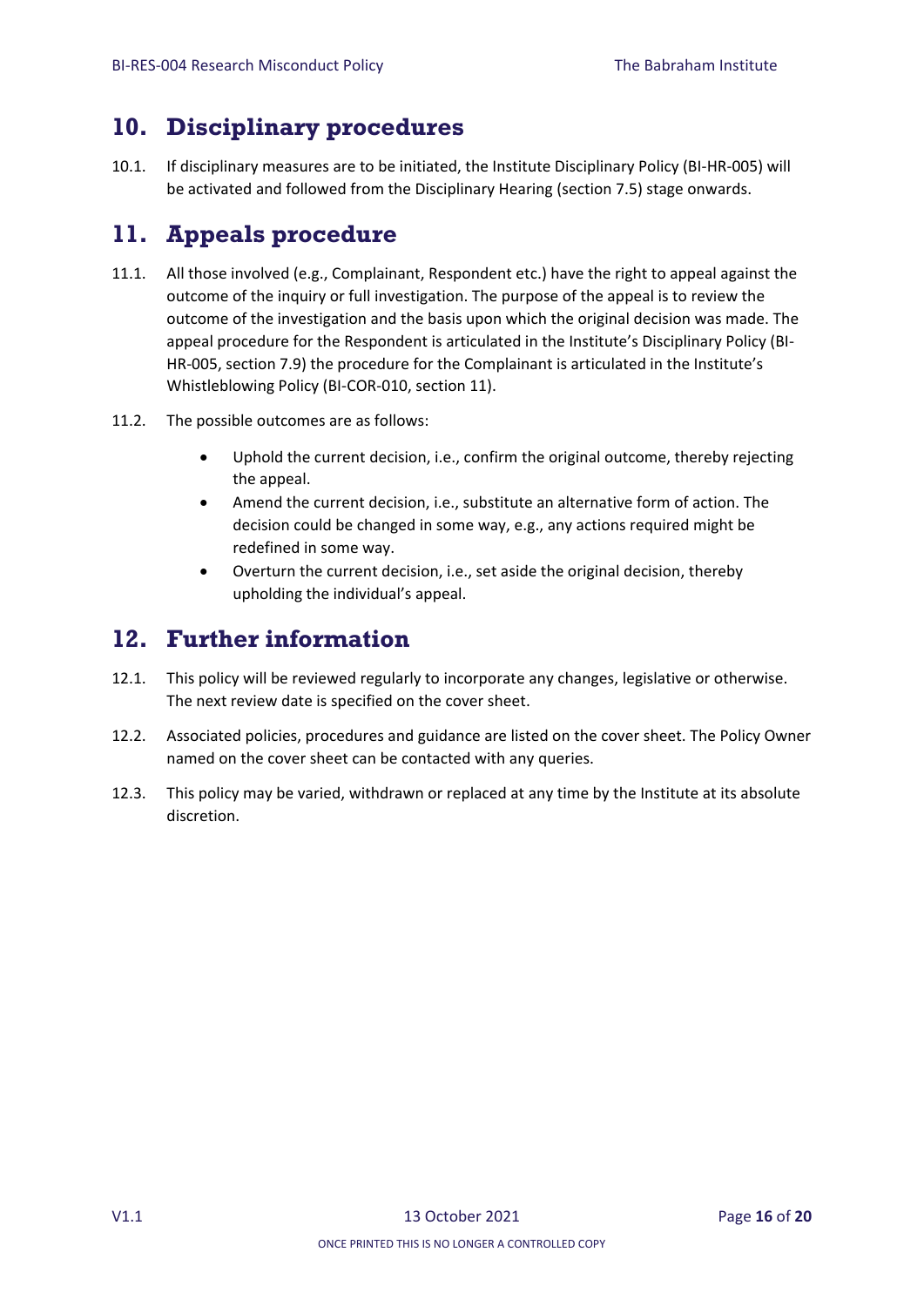## 10. Disciplinary procedures

10.1. If disciplinary measures are to be initiated, the Institute Disciplinary Policy (BI-HR-005) will be activated and followed from the Disciplinary Hearing (section 7.5) stage onwards.

## 11. Appeals procedure

11.1. All those involved (e.g., Complainant, Respondent etc.) have the right to appeal against the outcome of the inquiry or full investigation. The purpose of the appeal is to review the outcome of the investigation and the basis upon which the original decision was made. The appeal procedure for the Respondent is articulated in the Institute's Disciplinary Policy (BI-HR-005, section 7.9) the procedure for the Complainant is articulated in the Institute's Whistleblowing Policy (BI-COR-010, section 11).

11.2. The possible outcomes are as follows:

- Uphold the current decision, i.e., confirm the original outcome, thereby rejecting the appeal.
- Amend the current decision, i.e., substitute an alternative form of action. The decision could be changed in some way, e.g., any actions required might be redefined in some way.
- Overturn the current decision, i.e., set aside the original decision, thereby upholding the individual's appeal.

## 12. Further information

12.1. This policy will be reviewed regularly to incorporate any changes, legislative or otherwise. The next review date is specified on the cover sheet.

12.2. Associated policies, procedures and guidance are listed on the cover sheet. The Policy Owner named on the cover sheet can be contacted with any queries.

12.3. This policy may be varied, withdrawn or replaced at any time by the Institute at its absolute discretion.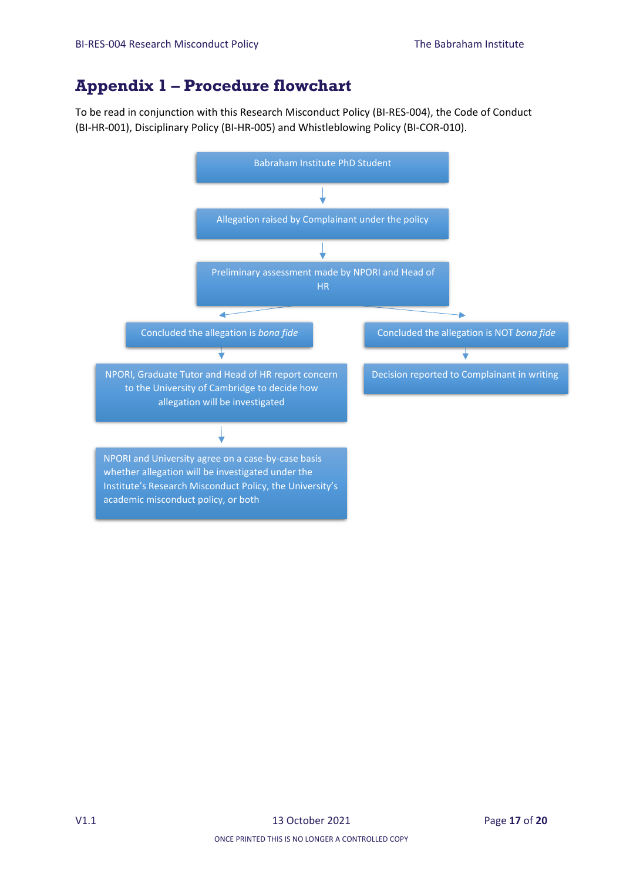# Appendix 1 – Procedure flowchart

To be read in conjunction with this Research Misconduct Policy (BI-RES-004), the Code of Conduct (BI-HR-001), Disciplinary Policy (BI-HR-005) and Whistleblowing Policy (BI-COR-010).

Babraham Institute PhD Student

↓

Allegation raised by Complainant under the policy

↓

Preliminary assessment made by NPORI and Head of HR

↙ ↘

Concluded the allegation is *bona fide*

↓

NPORI, Graduate Tutor and Head of HR report concern to the University of Cambridge to decide how allegation will be investigated

↓

NPORI and University agree on a case-by-case basis whether allegation will be investigated under the Institute's Research Misconduct Policy, the University's academic misconduct policy, or both

Concluded the allegation is NOT *bona fide*

↓

Decision reported to Complainant in writing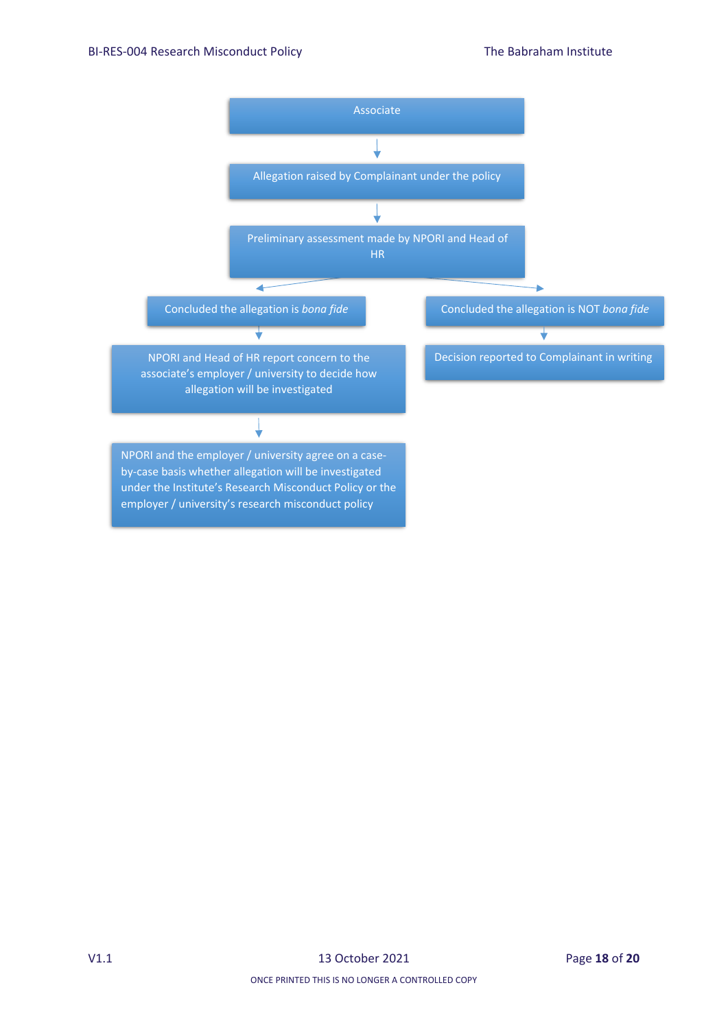Associate

↓

Allegation raised by Complainant under the policy

↓

Preliminary assessment made by NPORI and Head of HR

↓

- Concluded the allegation is *bona fide*
  - ↓ NPORI and Head of HR report concern to the associate's employer / university to decide how allegation will be investigated
  - ↓ NPORI and the employer / university agree on a case-by-case basis whether allegation will be investigated under the Institute's Research Misconduct Policy or the employer / university's research misconduct policy
- Concluded the allegation is NOT *bona fide*
  - ↓ Decision reported to Complainant in writing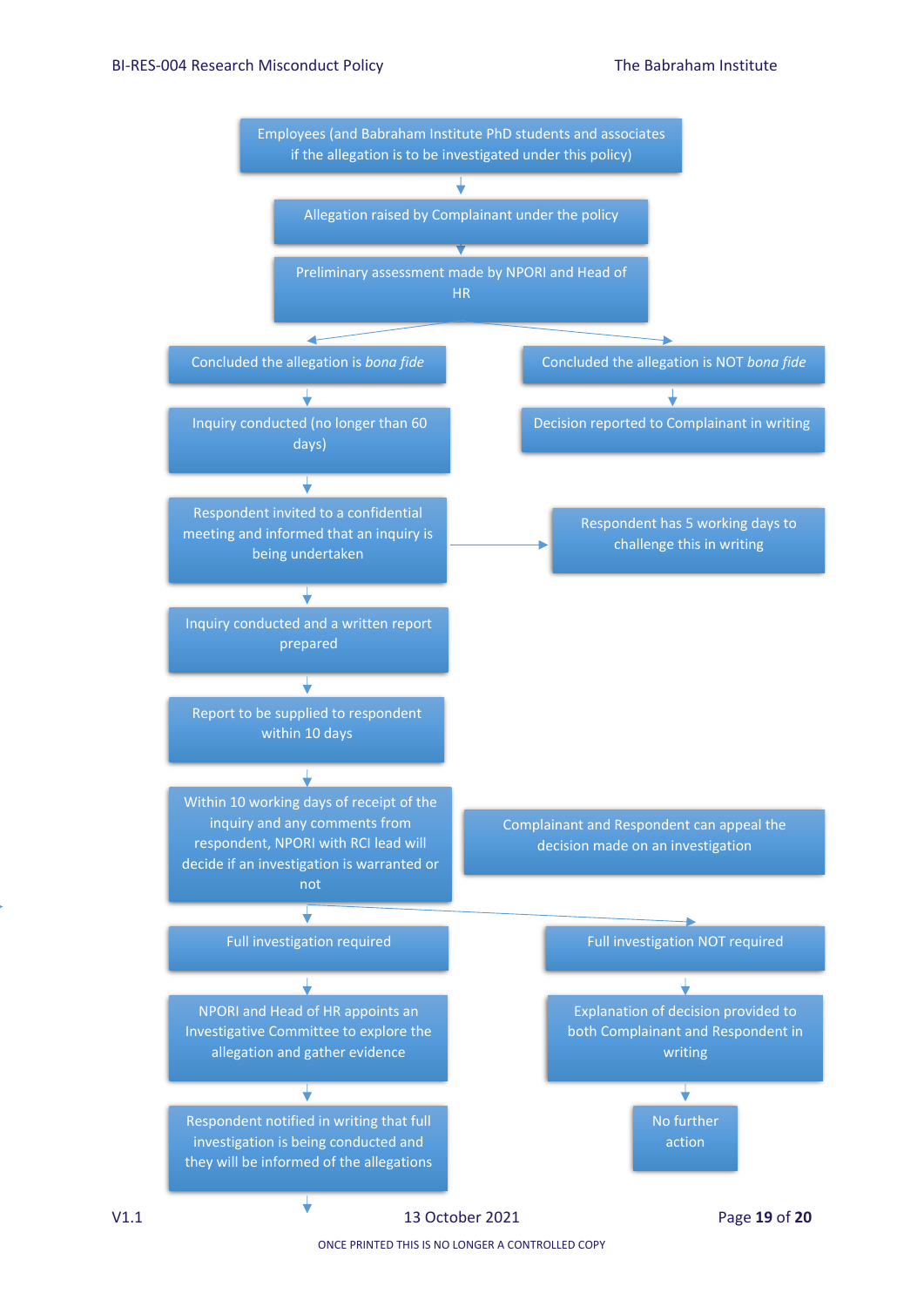Employees (and Babraham Institute PhD students and associates if the allegation is to be investigated under this policy)

↓

Allegation raised by Complainant under the policy

↓

Preliminary assessment made by NPORI and Head of HR

**Branch 1:**

Concluded the allegation is *bona fide*

↓

Inquiry conducted (no longer than 60 days)

↓

Respondent invited to a confidential meeting and informed that an inquiry is being undertaken → Respondent has 5 working days to challenge this in writing

↓

Inquiry conducted and a written report prepared

↓

Report to be supplied to respondent within 10 days

↓

Within 10 working days of receipt of the inquiry and any comments from respondent, NPORI with RCI lead will decide if an investigation is warranted or not

Complainant and Respondent can appeal the decision made on an investigation

- Full investigation required
  ↓
  NPORI and Head of HR appoints an Investigative Committee to explore the allegation and gather evidence
  ↓
  Respondent notified in writing that full investigation is being conducted and they will be informed of the allegations
  ↓

- Full investigation NOT required
  ↓
  Explanation of decision provided to both Complainant and Respondent in writing
  ↓
  No further action

**Branch 2:**

Concluded the allegation is NOT *bona fide*

↓

Decision reported to Complainant in writing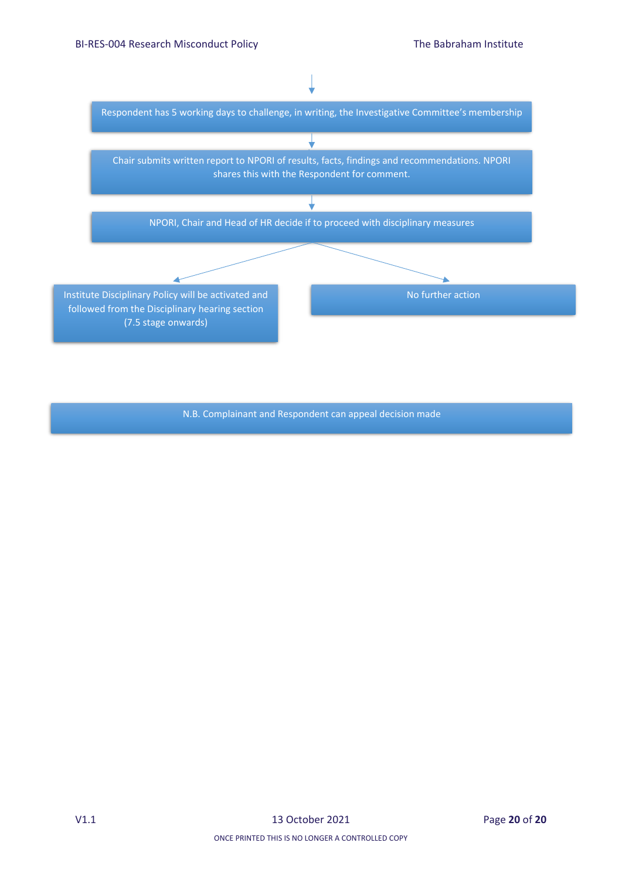Respondent has 5 working days to challenge, in writing, the Investigative Committee's membership

Chair submits written report to NPORI of results, facts, findings and recommendations. NPORI shares this with the Respondent for comment.

NPORI, Chair and Head of HR decide if to proceed with disciplinary measures

Institute Disciplinary Policy will be activated and followed from the Disciplinary hearing section (7.5 stage onwards)

No further action

N.B. Complainant and Respondent can appeal decision made